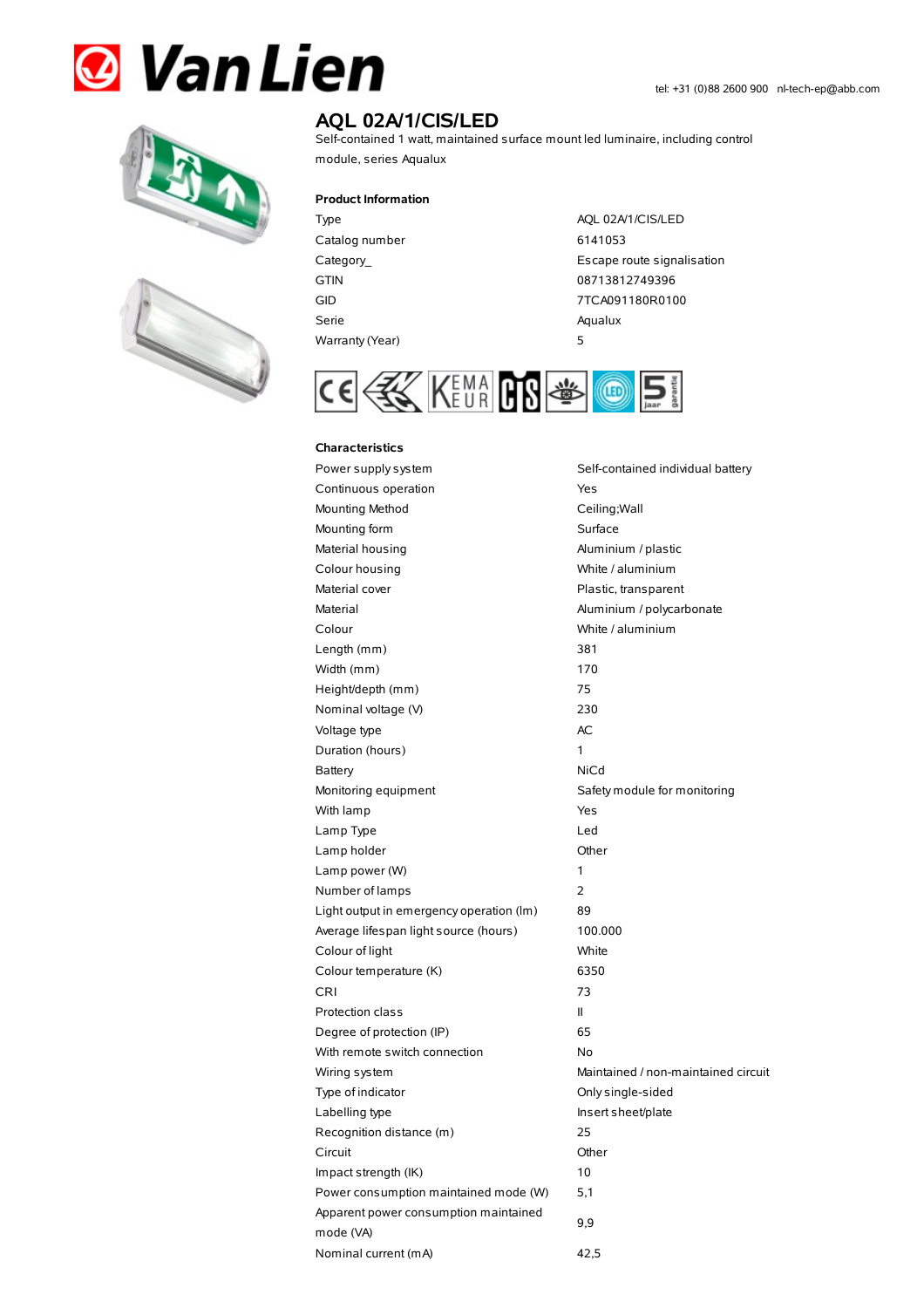tel: +31 (0)88 2600 900 nl-tech-ep@abb.com

# AQL 02A/1/CIS/LED

Self-contained 1 watt, maintained surface mount led luminaire, including control module, series Aqualux

## Product Information

| | |
|---|---|
| Type | AQL 02A/1/CIS/LED |
| Catalog number | 6141053 |
| Category_ | Escape route signalisation |
| GTIN | 08713812749396 |
| GID | 7TCA091180R0100 |
| Serie | Aqualux |
| Warranty (Year) | 5 |

## Characteristics

| | |
|---|---|
| Power supply system | Self-contained individual battery |
| Continuous operation | Yes |
| Mounting Method | Ceiling;Wall |
| Mounting form | Surface |
| Material housing | Aluminium / plastic |
| Colour housing | White / aluminium |
| Material cover | Plastic, transparent |
| Material | Aluminium / polycarbonate |
| Colour | White / aluminium |
| Length (mm) | 381 |
| Width (mm) | 170 |
| Height/depth (mm) | 75 |
| Nominal voltage (V) | 230 |
| Voltage type | AC |
| Duration (hours) | 1 |
| Battery | NiCd |
| Monitoring equipment | Safety module for monitoring |
| With lamp | Yes |
| Lamp Type | Led |
| Lamp holder | Other |
| Lamp power (W) | 1 |
| Number of lamps | 2 |
| Light output in emergency operation (lm) | 89 |
| Average lifespan light source (hours) | 100.000 |
| Colour of light | White |
| Colour temperature (K) | 6350 |
| CRI | 73 |
| Protection class | II |
| Degree of protection (IP) | 65 |
| With remote switch connection | No |
| Wiring system | Maintained / non-maintained circuit |
| Type of indicator | Only single-sided |
| Labelling type | Insert sheet/plate |
| Recognition distance (m) | 25 |
| Circuit | Other |
| Impact strength (IK) | 10 |
| Power consumption maintained mode (W) | 5,1 |
| Apparent power consumption maintained mode (VA) | 9,9 |
| Nominal current (mA) | 42,5 |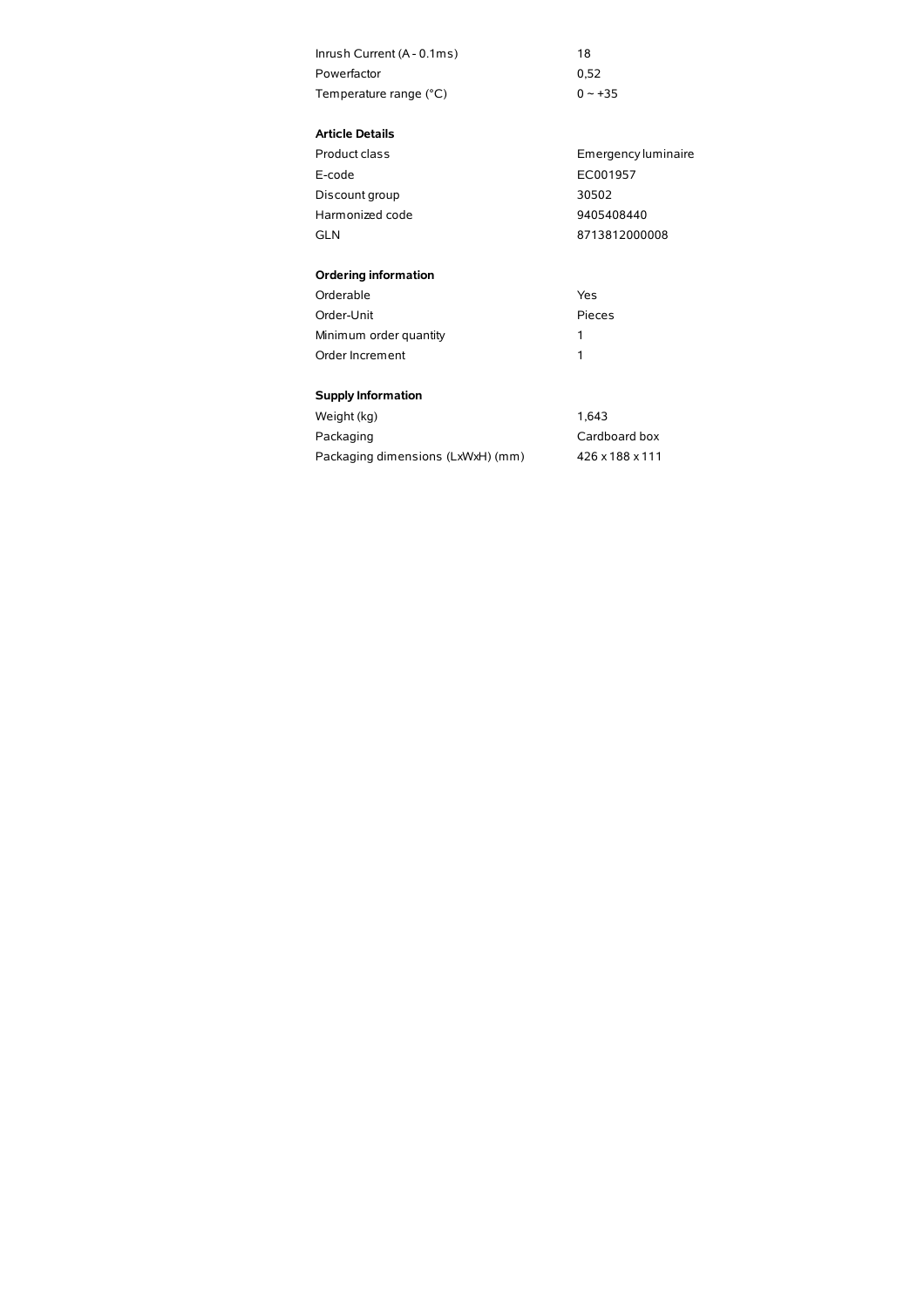| | |
|---|---|
| Inrush Current (A - 0.1ms) | 18 |
| Powerfactor | 0,52 |
| Temperature range (°C) | 0 ~ +35 |

**Article Details**

| | |
|---|---|
| Product class | Emergency luminaire |
| E-code | EC001957 |
| Discount group | 30502 |
| Harmonized code | 9405408440 |
| GLN | 8713812000008 |

**Ordering information**

| | |
|---|---|
| Orderable | Yes |
| Order-Unit | Pieces |
| Minimum order quantity | 1 |
| Order Increment | 1 |

**Supply Information**

| | |
|---|---|
| Weight (kg) | 1,643 |
| Packaging | Cardboard box |
| Packaging dimensions (LxWxH) (mm) | 426 x 188 x 111 |